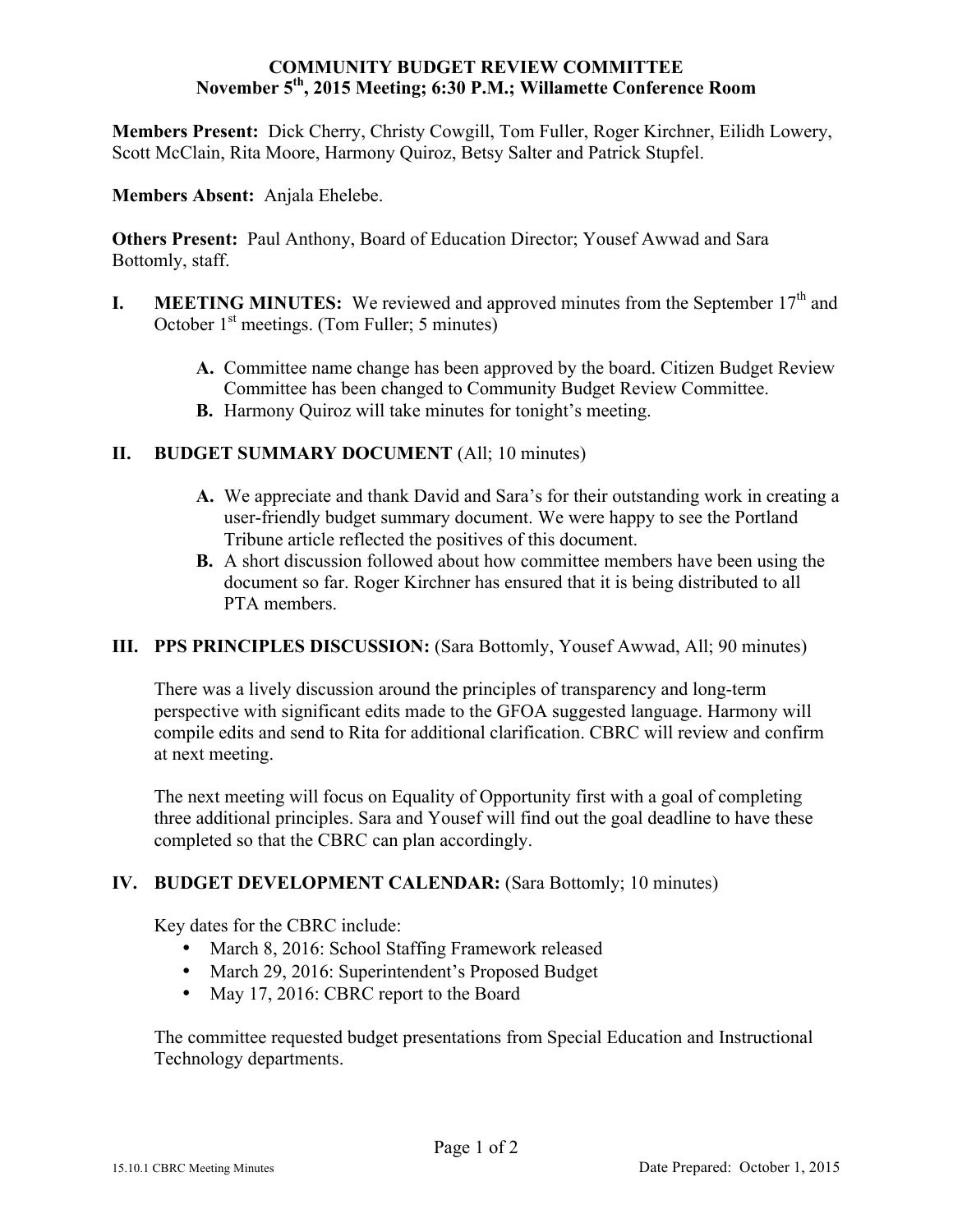**COMMUNITY BUDGET REVIEW COMMITTEE**
**November 5th, 2015 Meeting; 6:30 P.M.; Willamette Conference Room**

**Members Present:** Dick Cherry, Christy Cowgill, Tom Fuller, Roger Kirchner, Eilidh Lowery, Scott McClain, Rita Moore, Harmony Quiroz, Betsy Salter and Patrick Stupfel.

**Members Absent:** Anjala Ehelebe.

**Others Present:** Paul Anthony, Board of Education Director; Yousef Awwad and Sara Bottomly, staff.

**I. MEETING MINUTES:** We reviewed and approved minutes from the September 17th and October 1st meetings. (Tom Fuller; 5 minutes)

- **A.** Committee name change has been approved by the board. Citizen Budget Review Committee has been changed to Community Budget Review Committee.
- **B.** Harmony Quiroz will take minutes for tonight's meeting.

**II. BUDGET SUMMARY DOCUMENT** (All; 10 minutes)

- **A.** We appreciate and thank David and Sara's for their outstanding work in creating a user-friendly budget summary document. We were happy to see the Portland Tribune article reflected the positives of this document.
- **B.** A short discussion followed about how committee members have been using the document so far. Roger Kirchner has ensured that it is being distributed to all PTA members.

**III. PPS PRINCIPLES DISCUSSION:** (Sara Bottomly, Yousef Awwad, All; 90 minutes)

There was a lively discussion around the principles of transparency and long-term perspective with significant edits made to the GFOA suggested language. Harmony will compile edits and send to Rita for additional clarification. CBRC will review and confirm at next meeting.

The next meeting will focus on Equality of Opportunity first with a goal of completing three additional principles. Sara and Yousef will find out the goal deadline to have these completed so that the CBRC can plan accordingly.

**IV. BUDGET DEVELOPMENT CALENDAR:** (Sara Bottomly; 10 minutes)

Key dates for the CBRC include:

- March 8, 2016: School Staffing Framework released
- March 29, 2016: Superintendent's Proposed Budget
- May 17, 2016: CBRC report to the Board

The committee requested budget presentations from Special Education and Instructional Technology departments.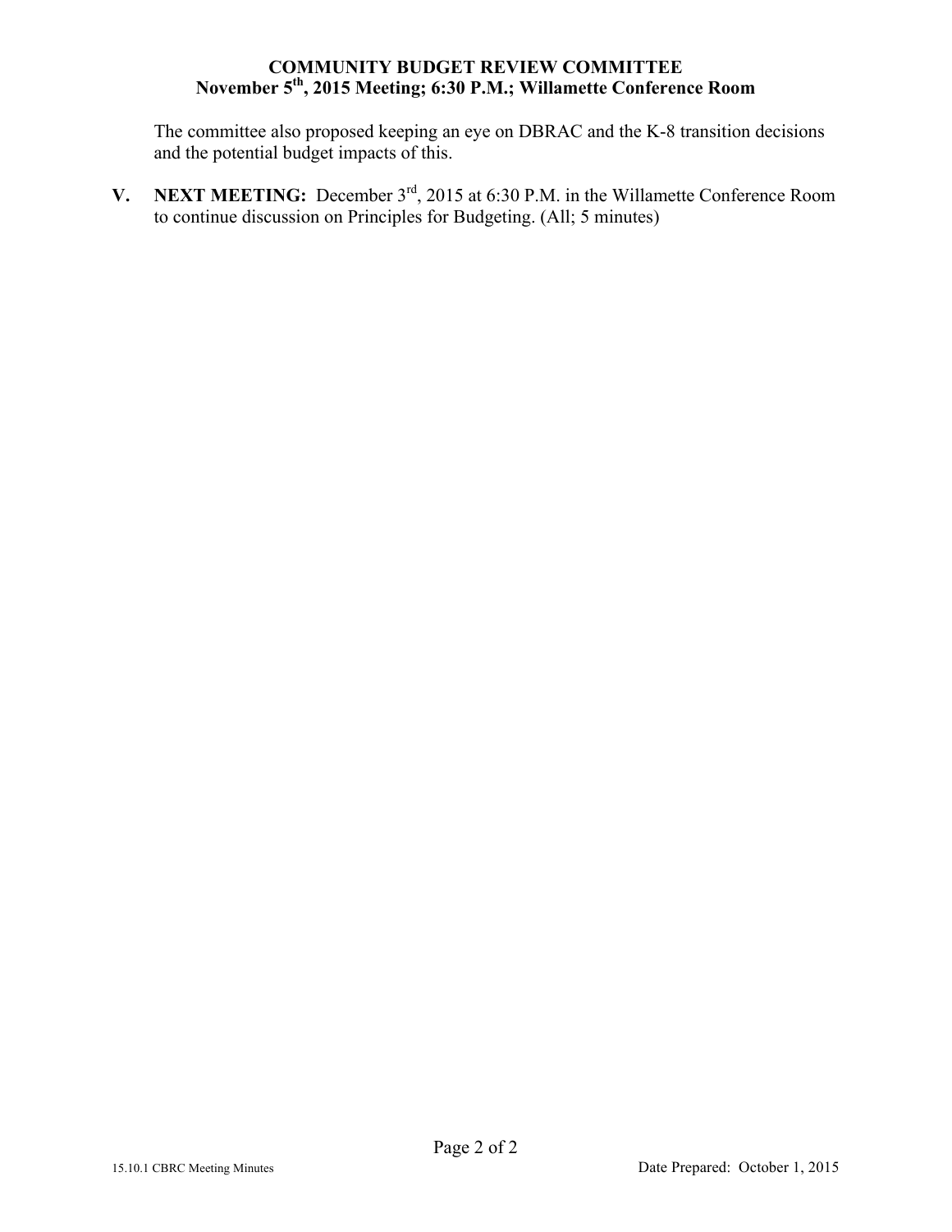The committee also proposed keeping an eye on DBRAC and the K-8 transition decisions and the potential budget impacts of this.

**V. NEXT MEETING:** December 3rd, 2015 at 6:30 P.M. in the Willamette Conference Room to continue discussion on Principles for Budgeting. (All; 5 minutes)